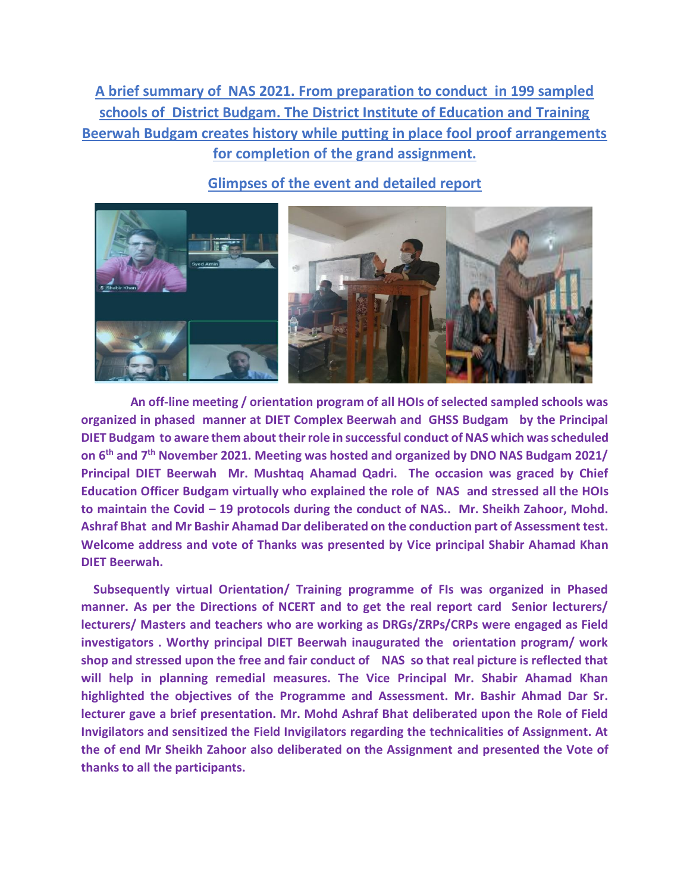# A brief summary of NAS 2021. From preparation to conduct in 199 sampled schools of District Budgam. The District Institute of Education and Training Beerwah Budgam creates history while putting in place fool proof arrangements for completion of the grand assignment.

## Glimpses of the event and detailed report

**An off-line meeting / orientation program of all HOIs of selected sampled schools was organized in phased manner at DIET Complex Beerwah and GHSS Budgam by the Principal DIET Budgam to aware them about their role in successful conduct of NAS which was scheduled on 6th and 7th November 2021. Meeting was hosted and organized by DNO NAS Budgam 2021/ Principal DIET Beerwah Mr. Mushtaq Ahamad Qadri. The occasion was graced by Chief Education Officer Budgam virtually who explained the role of NAS and stressed all the HOIs to maintain the Covid – 19 protocols during the conduct of NAS.. Mr. Sheikh Zahoor, Mohd. Ashraf Bhat and Mr Bashir Ahamad Dar deliberated on the conduction part of Assessment test. Welcome address and vote of Thanks was presented by Vice principal Shabir Ahamad Khan DIET Beerwah.**

**Subsequently virtual Orientation/ Training programme of FIs was organized in Phased manner. As per the Directions of NCERT and to get the real report card Senior lecturers/ lecturers/ Masters and teachers who are working as DRGs/ZRPs/CRPs were engaged as Field investigators . Worthy principal DIET Beerwah inaugurated the orientation program/ work shop and stressed upon the free and fair conduct of NAS so that real picture is reflected that will help in planning remedial measures. The Vice Principal Mr. Shabir Ahamad Khan highlighted the objectives of the Programme and Assessment. Mr. Bashir Ahmad Dar Sr. lecturer gave a brief presentation. Mr. Mohd Ashraf Bhat deliberated upon the Role of Field Invigilators and sensitized the Field Invigilators regarding the technicalities of Assignment. At the of end Mr Sheikh Zahoor also deliberated on the Assignment and presented the Vote of thanks to all the participants.**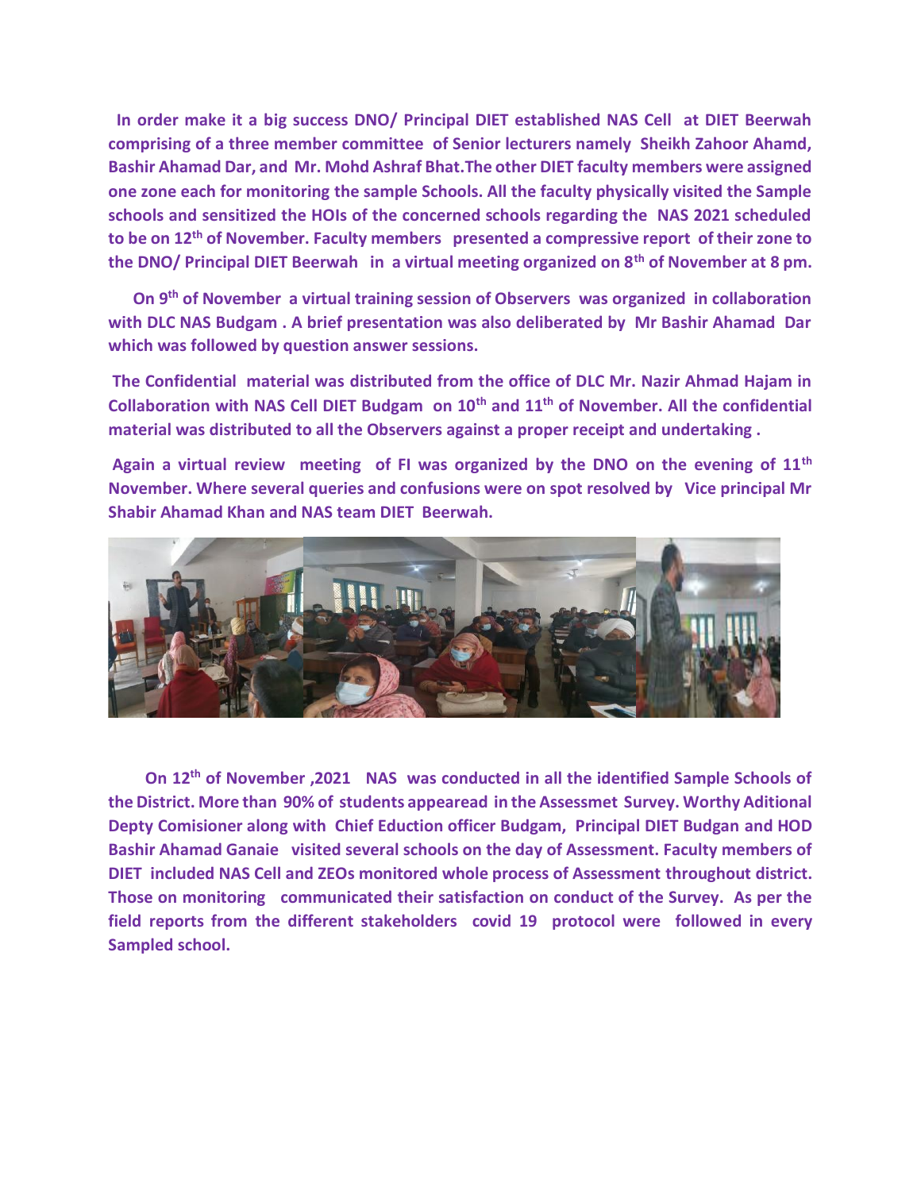**In order make it a big success DNO/ Principal DIET established NAS Cell at DIET Beerwah comprising of a three member committee of Senior lecturers namely Sheikh Zahoor Ahamd, Bashir Ahamad Dar, and Mr. Mohd Ashraf Bhat.The other DIET faculty members were assigned one zone each for monitoring the sample Schools. All the faculty physically visited the Sample schools and sensitized the HOIs of the concerned schools regarding the NAS 2021 scheduled to be on 12th of November. Faculty members presented a compressive report of their zone to the DNO/ Principal DIET Beerwah in a virtual meeting organized on 8th of November at 8 pm.**

**On 9th of November a virtual training session of Observers was organized in collaboration with DLC NAS Budgam . A brief presentation was also deliberated by Mr Bashir Ahamad Dar which was followed by question answer sessions.**

**The Confidential material was distributed from the office of DLC Mr. Nazir Ahmad Hajam in Collaboration with NAS Cell DIET Budgam on 10th and 11th of November. All the confidential material was distributed to all the Observers against a proper receipt and undertaking .**

**Again a virtual review meeting of FI was organized by the DNO on the evening of 11th November. Where several queries and confusions were on spot resolved by Vice principal Mr Shabir Ahamad Khan and NAS team DIET Beerwah.**

**On 12th of November ,2021 NAS was conducted in all the identified Sample Schools of the District. More than 90% of students appearead in the Assessmet Survey. Worthy Aditional Depty Comisioner along with Chief Eduction officer Budgam, Principal DIET Budgan and HOD Bashir Ahamad Ganaie visited several schools on the day of Assessment. Faculty members of DIET included NAS Cell and ZEOs monitored whole process of Assessment throughout district. Those on monitoring communicated their satisfaction on conduct of the Survey. As per the field reports from the different stakeholders covid 19 protocol were followed in every Sampled school.**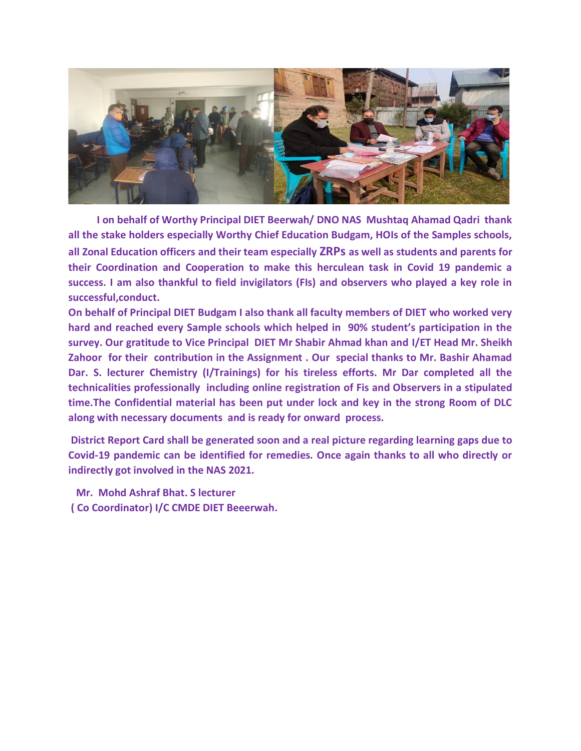**I on behalf of Worthy Principal DIET Beerwah/ DNO NAS Mushtaq Ahamad Qadri thank all the stake holders especially Worthy Chief Education Budgam, HOIs of the Samples schools, all Zonal Education officers and their team especially ZRPs as well as students and parents for their Coordination and Cooperation to make this herculean task in Covid 19 pandemic a success. I am also thankful to field invigilators (FIs) and observers who played a key role in successful,conduct.**

**On behalf of Principal DIET Budgam I also thank all faculty members of DIET who worked very hard and reached every Sample schools which helped in 90% student's participation in the survey. Our gratitude to Vice Principal DIET Mr Shabir Ahmad khan and I/ET Head Mr. Sheikh Zahoor for their contribution in the Assignment . Our special thanks to Mr. Bashir Ahamad Dar. S. lecturer Chemistry (I/Trainings) for his tireless efforts. Mr Dar completed all the technicalities professionally including online registration of Fis and Observers in a stipulated time.The Confidential material has been put under lock and key in the strong Room of DLC along with necessary documents and is ready for onward process.**

**District Report Card shall be generated soon and a real picture regarding learning gaps due to Covid-19 pandemic can be identified for remedies. Once again thanks to all who directly or indirectly got involved in the NAS 2021.**

**Mr. Mohd Ashraf Bhat. S lecturer**
**( Co Coordinator) I/C CMDE DIET Beeerwah.**